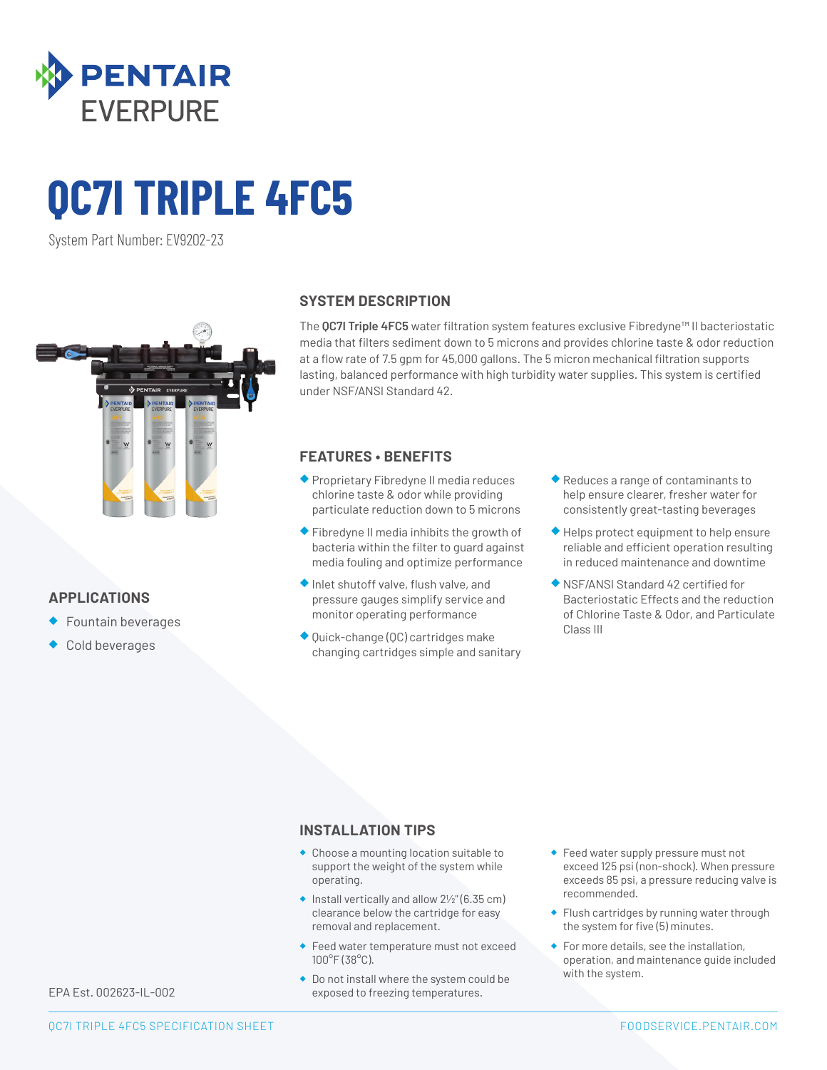PENTAIR
EVERPURE

# QC7I TRIPLE 4FC5

System Part Number: EV9202-23

## SYSTEM DESCRIPTION

The **QC7I Triple 4FC5** water filtration system features exclusive Fibredyne™ II bacteriostatic media that filters sediment down to 5 microns and provides chlorine taste & odor reduction at a flow rate of 7.5 gpm for 45,000 gallons. The 5 micron mechanical filtration supports lasting, balanced performance with high turbidity water supplies. This system is certified under NSF/ANSI Standard 42.

## FEATURES • BENEFITS

- Proprietary Fibredyne II media reduces chlorine taste & odor while providing particulate reduction down to 5 microns
- Fibredyne II media inhibits the growth of bacteria within the filter to guard against media fouling and optimize performance
- Inlet shutoff valve, flush valve, and pressure gauges simplify service and monitor operating performance
- Quick-change (QC) cartridges make changing cartridges simple and sanitary
- Reduces a range of contaminants to help ensure clearer, fresher water for consistently great-tasting beverages
- Helps protect equipment to help ensure reliable and efficient operation resulting in reduced maintenance and downtime
- NSF/ANSI Standard 42 certified for Bacteriostatic Effects and the reduction of Chlorine Taste & Odor, and Particulate Class III

## APPLICATIONS

- Fountain beverages
- Cold beverages

## INSTALLATION TIPS

- Choose a mounting location suitable to support the weight of the system while operating.
- Install vertically and allow 2½" (6.35 cm) clearance below the cartridge for easy removal and replacement.
- Feed water temperature must not exceed 100°F (38°C).
- Do not install where the system could be exposed to freezing temperatures.
- Feed water supply pressure must not exceed 125 psi (non-shock). When pressure exceeds 85 psi, a pressure reducing valve is recommended.
- Flush cartridges by running water through the system for five (5) minutes.
- For more details, see the installation, operation, and maintenance guide included with the system.

EPA Est. 002623-IL-002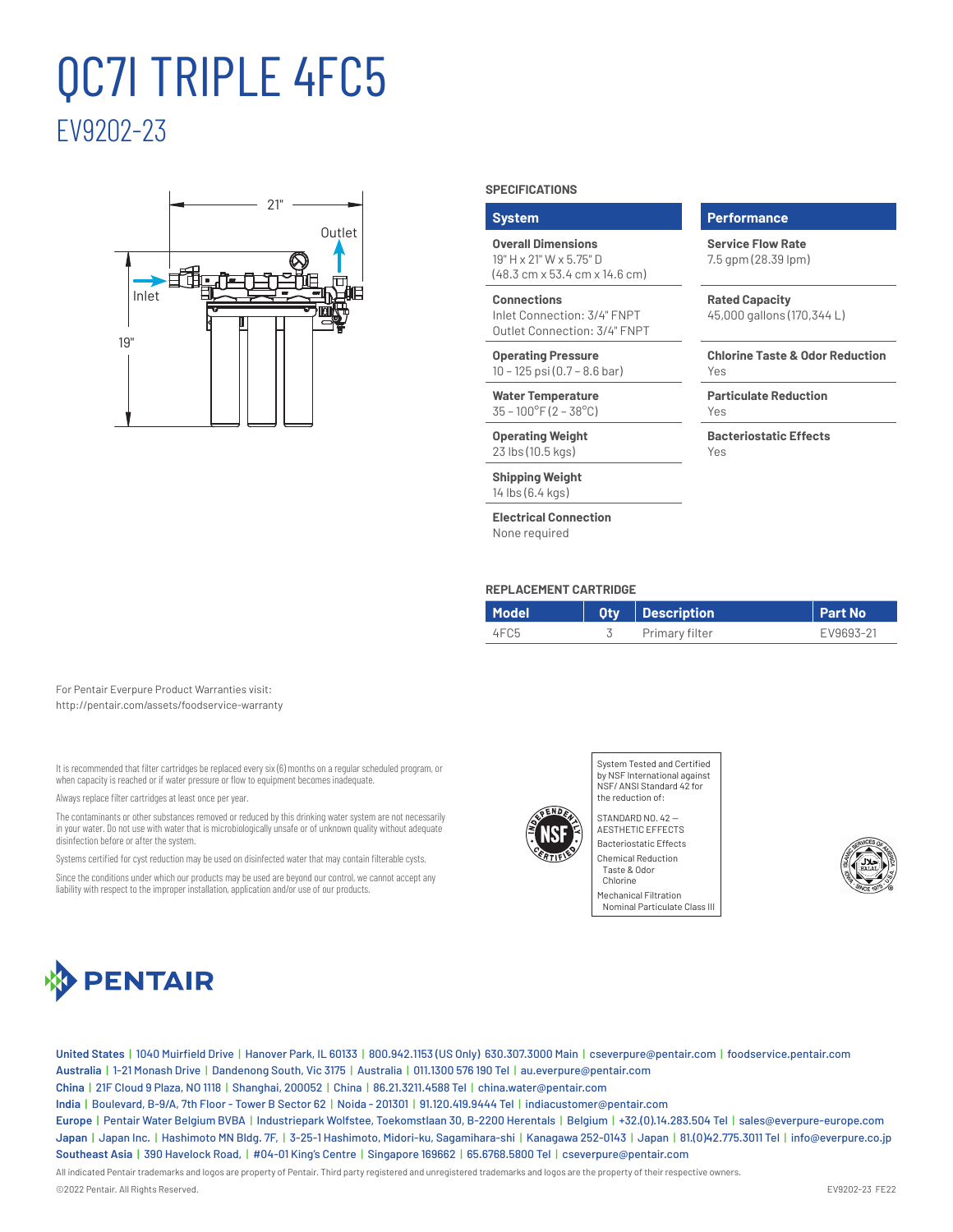# QC7I TRIPLE 4FC5

## EV9202-23

21"

Outlet

Inlet

19"

### SPECIFICATIONS

| System | |
|---|---|
| **Overall Dimensions** | 19" H x 21" W x 5.75" D (48.3 cm x 53.4 cm x 14.6 cm) |
| **Connections** | Inlet Connection: 3/4" FNPT<br>Outlet Connection: 3/4" FNPT |
| **Operating Pressure** | 10 – 125 psi (0.7 – 8.6 bar) |
| **Water Temperature** | 35 – 100°F (2 – 38°C) |
| **Operating Weight** | 23 lbs (10.5 kgs) |
| **Shipping Weight** | 14 lbs (6.4 kgs) |
| **Electrical Connection** | None required |

| Performance | |
|---|---|
| **Service Flow Rate** | 7.5 gpm (28.39 lpm) |
| **Rated Capacity** | 45,000 gallons (170,344 L) |
| **Chlorine Taste & Odor Reduction** | Yes |
| **Particulate Reduction** | Yes |
| **Bacteriostatic Effects** | Yes |

### REPLACEMENT CARTRIDGE

| Model | Qty | Description | Part No |
|---|---|---|---|
| 4FC5 | 3 | Primary filter | EV9693-21 |

For Pentair Everpure Product Warranties visit:
http://pentair.com/assets/foodservice-warranty

It is recommended that filter cartridges be replaced every six (6) months on a regular scheduled program, or when capacity is reached or if water pressure or flow to equipment becomes inadequate.

Always replace filter cartridges at least once per year.

The contaminants or other substances removed or reduced by this drinking water system are not necessarily in your water. Do not use with water that is microbiologically unsafe or of unknown quality without adequate disinfection before or after the system.

Systems certified for cyst reduction may be used on disinfected water that may contain filterable cysts.

Since the conditions under which our products may be used are beyond our control, we cannot accept any liability with respect to the improper installation, application and/or use of our products.

INDEPENDENTLY NSF CERTIFIED

System Tested and Certified by NSF International against NSF/ ANSI Standard 42 for the reduction of:

STANDARD NO. 42 – AESTHETIC EFFECTS
Bacteriostatic Effects
Chemical Reduction
  Taste & Odor
  Chlorine
Mechanical Filtration
  Nominal Particulate Class III

ISLAMIC SERVICES OF AMERICA – HALAL – IOWA U.S.A. – SINCE 1975

PENTAIR

**United States** | 1040 Muirfield Drive | Hanover Park, IL 60133 | 800.942.1153 (US Only) 630.307.3000 Main | cseverpure@pentair.com | foodservice.pentair.com
**Australia** | 1-21 Monash Drive | Dandenong South, Vic 3175 | Australia | 011.1300 576 190 Tel | au.everpure@pentair.com
**China** | 21F Cloud 9 Plaza, NO 1118 | Shanghai, 200052 | China | 86.21.3211.4588 Tel | china.water@pentair.com
**India** | Boulevard, B-9/A, 7th Floor - Tower B Sector 62 | Noida - 201301 | 91.120.419.9444 Tel | indiacustomer@pentair.com
**Europe** | Pentair Water Belgium BVBA | Industriepark Wolfstee, Toekomstlaan 30, B-2200 Herentals | Belgium | +32.(0).14.283.504 Tel | sales@everpure-europe.com
**Japan** | Japan Inc. | Hashimoto MN Bldg. 7F, | 3-25-1 Hashimoto, Midori-ku, Sagamihara-shi | Kanagawa 252-0143 | Japan | 81.(0)42.775.3011 Tel | info@everpure.co.jp
**Southeast Asia** | 390 Havelock Road, | #04-01 King's Centre | Singapore 169662 | 65.6768.5800 Tel | cseverpure@pentair.com

All indicated Pentair trademarks and logos are property of Pentair. Third party registered and unregistered trademarks and logos are the property of their respective owners.

©2022 Pentair. All Rights Reserved.

EV9202-23 FE22